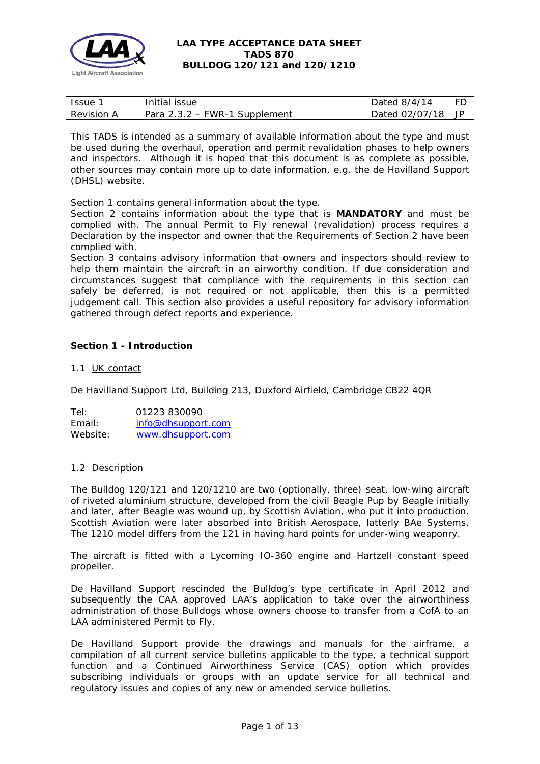# LAA TYPE ACCEPTANCE DATA SHEET
# TADS 870
# BULLDOG 120/121 and 120/1210

| Issue 1 | Initial issue | Dated 8/4/14 | FD |
|---|---|---|---|
| Revision A | Para 2.3.2 – FWR-1 Supplement | Dated 02/07/18 | JP |

This TADS is intended as a summary of available information about the type and must be used during the overhaul, operation and permit revalidation phases to help owners and inspectors. Although it is hoped that this document is as complete as possible, other sources may contain more up to date information, e.g. the de Havilland Support (DHSL) website.

Section 1 contains general information about the type.
Section 2 contains information about the type that is **MANDATORY** and must be complied with. The annual Permit to Fly renewal (revalidation) process requires a Declaration by the inspector and owner that the Requirements of Section 2 have been complied with.
Section 3 contains advisory information that owners and inspectors should review to help them maintain the aircraft in an airworthy condition. If due consideration and circumstances suggest that compliance with the requirements in this section can safely be deferred, is not required or not applicable, then this is a permitted judgement call. This section also provides a useful repository for advisory information gathered through defect reports and experience.

## Section 1 - Introduction

### 1.1 UK contact

De Havilland Support Ltd, Building 213, Duxford Airfield, Cambridge CB22 4QR

Tel: 01223 830090
Email: info@dhsupport.com
Website: www.dhsupport.com

### 1.2 Description

The Bulldog 120/121 and 120/1210 are two (optionally, three) seat, low-wing aircraft of riveted aluminium structure, developed from the civil Beagle Pup by Beagle initially and later, after Beagle was wound up, by Scottish Aviation, who put it into production. Scottish Aviation were later absorbed into British Aerospace, latterly BAe Systems. The 1210 model differs from the 121 in having hard points for under-wing weaponry.

The aircraft is fitted with a Lycoming IO-360 engine and Hartzell constant speed propeller.

De Havilland Support rescinded the Bulldog's type certificate in April 2012 and subsequently the CAA approved LAA's application to take over the airworthiness administration of those Bulldogs whose owners choose to transfer from a CofA to an LAA administered Permit to Fly.

De Havilland Support provide the drawings and manuals for the airframe, a compilation of all current service bulletins applicable to the type, a technical support function and a Continued Airworthiness Service (CAS) option which provides subscribing individuals or groups with an update service for all technical and regulatory issues and copies of any new or amended service bulletins.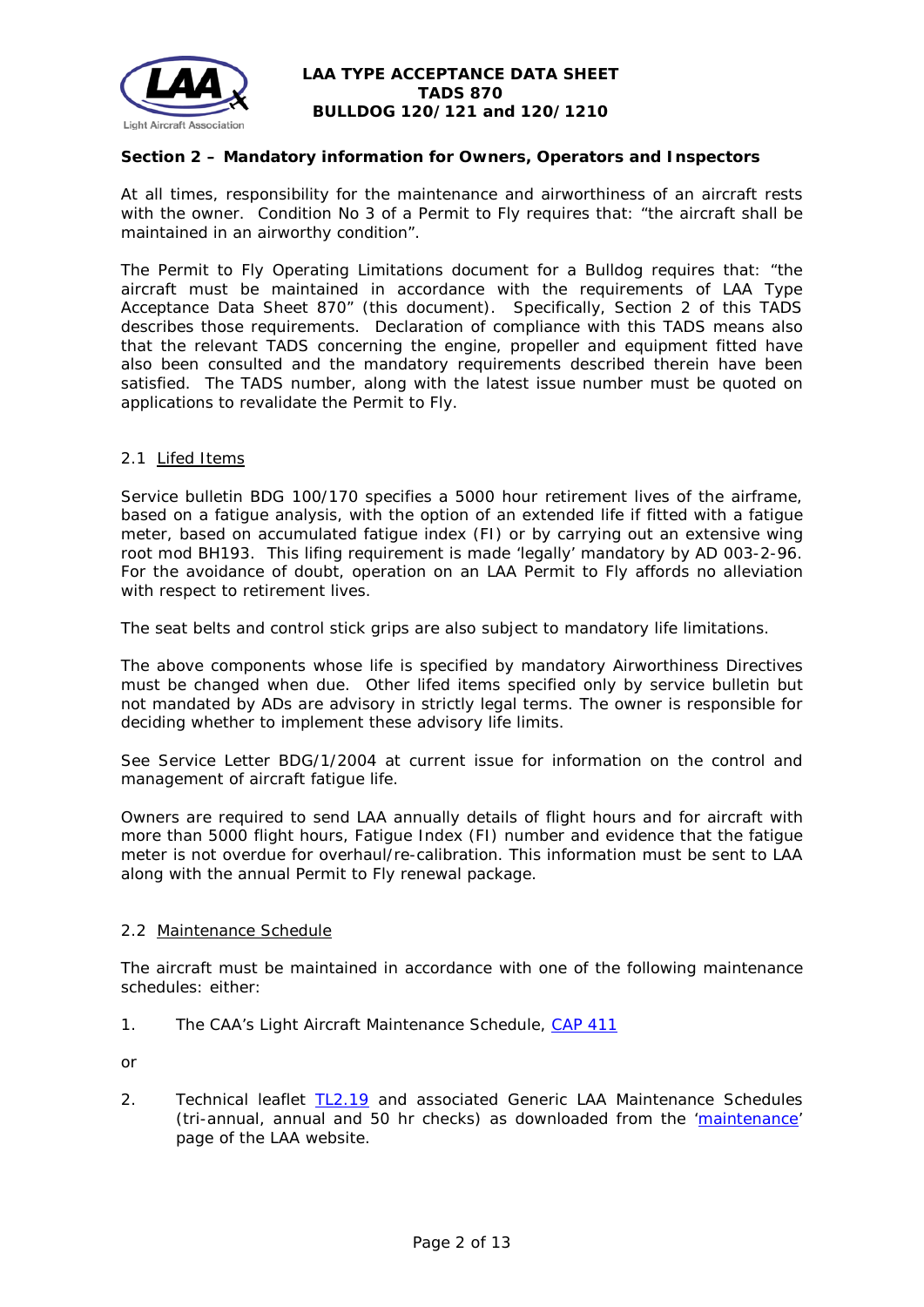## Section 2 – Mandatory information for Owners, Operators and Inspectors

At all times, responsibility for the maintenance and airworthiness of an aircraft rests with the owner. Condition No 3 of a Permit to Fly requires that: "the aircraft shall be maintained in an airworthy condition".

The Permit to Fly Operating Limitations document for a Bulldog requires that: "the aircraft must be maintained in accordance with the requirements of LAA Type Acceptance Data Sheet 870" (this document). Specifically, Section 2 of this TADS describes those requirements. Declaration of compliance with this TADS means also that the relevant TADS concerning the engine, propeller and equipment fitted have also been consulted and the mandatory requirements described therein have been satisfied. The TADS number, along with the latest issue number must be quoted on applications to revalidate the Permit to Fly.

### 2.1 Lifed Items

Service bulletin BDG 100/170 specifies a 5000 hour retirement lives of the airframe, based on a fatigue analysis, with the option of an extended life if fitted with a fatigue meter, based on accumulated fatigue index (FI) or by carrying out an extensive wing root mod BH193. This lifing requirement is made 'legally' mandatory by AD 003-2-96. For the avoidance of doubt, operation on an LAA Permit to Fly affords no alleviation with respect to retirement lives.

The seat belts and control stick grips are also subject to mandatory life limitations.

The above components whose life is specified by mandatory Airworthiness Directives must be changed when due. Other lifed items specified only by service bulletin but not mandated by ADs are advisory in strictly legal terms. The owner is responsible for deciding whether to implement these advisory life limits.

See Service Letter BDG/1/2004 at current issue for information on the control and management of aircraft fatigue life.

Owners are required to send LAA annually details of flight hours and for aircraft with more than 5000 flight hours, Fatigue Index (FI) number and evidence that the fatigue meter is not overdue for overhaul/re-calibration. This information must be sent to LAA along with the annual Permit to Fly renewal package.

### 2.2 Maintenance Schedule

The aircraft must be maintained in accordance with one of the following maintenance schedules: either:

1. The CAA's Light Aircraft Maintenance Schedule, CAP 411

or

2. Technical leaflet TL2.19 and associated Generic LAA Maintenance Schedules (tri-annual, annual and 50 hr checks) as downloaded from the 'maintenance' page of the LAA website.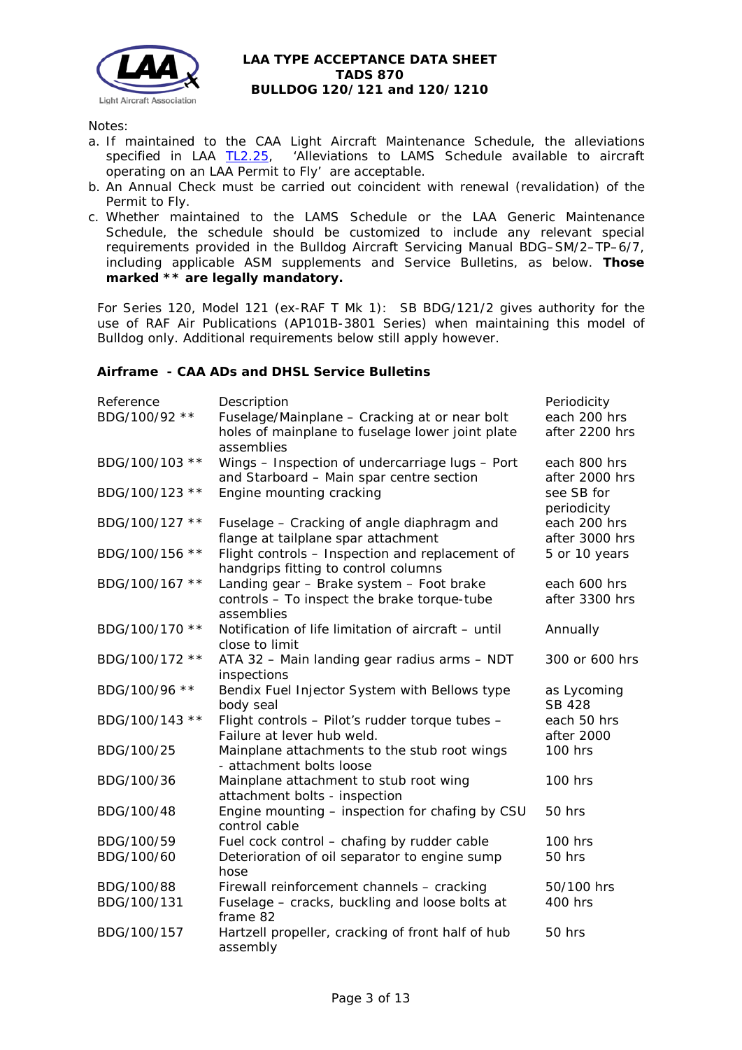Notes:

a. If maintained to the CAA Light Aircraft Maintenance Schedule, the alleviations specified in LAA TL2.25, 'Alleviations to LAMS Schedule available to aircraft operating on an LAA Permit to Fly' are acceptable.
b. An Annual Check must be carried out coincident with renewal (revalidation) of the Permit to Fly.
c. Whether maintained to the LAMS Schedule or the LAA Generic Maintenance Schedule, the schedule should be customized to include any relevant special requirements provided in the Bulldog Aircraft Servicing Manual BDG–SM/2–TP–6/7, including applicable ASM supplements and Service Bulletins, as below. **Those marked ** are legally mandatory.**

For Series 120, Model 121 (ex-RAF T Mk 1): SB BDG/121/2 gives authority for the use of RAF Air Publications (AP101B-3801 Series) when maintaining this model of Bulldog only. Additional requirements below still apply however.

**Airframe - CAA ADs and DHSL Service Bulletins**

| Reference | Description | Periodicity |
|---|---|---|
| BDG/100/92 ** | Fuselage/Mainplane – Cracking at or near bolt holes of mainplane to fuselage lower joint plate assemblies | each 200 hrs after 2200 hrs |
| BDG/100/103 ** | Wings – Inspection of undercarriage lugs – Port and Starboard – Main spar centre section | each 800 hrs after 2000 hrs |
| BDG/100/123 ** | Engine mounting cracking | see SB for periodicity |
| BDG/100/127 ** | Fuselage – Cracking of angle diaphragm and flange at tailplane spar attachment | each 200 hrs after 3000 hrs |
| BDG/100/156 ** | Flight controls – Inspection and replacement of handgrips fitting to control columns | 5 or 10 years |
| BDG/100/167 ** | Landing gear – Brake system – Foot brake controls – To inspect the brake torque-tube assemblies | each 600 hrs after 3300 hrs |
| BDG/100/170 ** | Notification of life limitation of aircraft – until close to limit | Annually |
| BDG/100/172 ** | ATA 32 – Main landing gear radius arms – NDT inspections | 300 or 600 hrs |
| BDG/100/96 ** | Bendix Fuel Injector System with Bellows type body seal | as Lycoming SB 428 |
| BDG/100/143 ** | Flight controls – Pilot's rudder torque tubes – Failure at lever hub weld. | each 50 hrs after 2000 |
| BDG/100/25 | Mainplane attachments to the stub root wings - attachment bolts loose | 100 hrs |
| BDG/100/36 | Mainplane attachment to stub root wing attachment bolts - inspection | 100 hrs |
| BDG/100/48 | Engine mounting – inspection for chafing by CSU control cable | 50 hrs |
| BDG/100/59 | Fuel cock control – chafing by rudder cable | 100 hrs |
| BDG/100/60 | Deterioration of oil separator to engine sump hose | 50 hrs |
| BDG/100/88 | Firewall reinforcement channels – cracking | 50/100 hrs |
| BDG/100/131 | Fuselage – cracks, buckling and loose bolts at frame 82 | 400 hrs |
| BDG/100/157 | Hartzell propeller, cracking of front half of hub assembly | 50 hrs |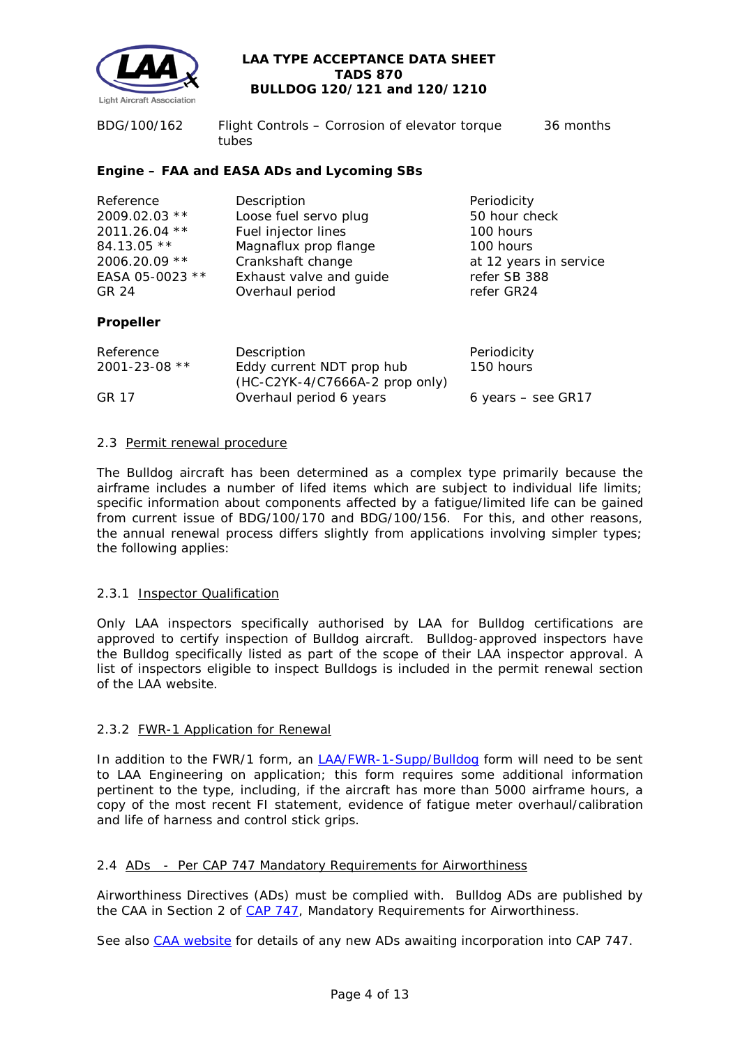| | | |
|---|---|---|
| BDG/100/162 | Flight Controls – Corrosion of elevator torque tubes | 36 months |

**Engine – FAA and EASA ADs and Lycoming SBs**

| Reference | Description | Periodicity |
|---|---|---|
| 2009.02.03 ** | Loose fuel servo plug | 50 hour check |
| 2011.26.04 ** | Fuel injector lines | 100 hours |
| 84.13.05 ** | Magnaflux prop flange | 100 hours |
| 2006.20.09 ** | Crankshaft change | at 12 years in service |
| EASA 05-0023 ** | Exhaust valve and guide | refer SB 388 |
| GR 24 | Overhaul period | refer GR24 |

**Propeller**

| Reference | Description | Periodicity |
|---|---|---|
| 2001-23-08 ** | Eddy current NDT prop hub (HC-C2YK-4/C7666A-2 prop only) | 150 hours |
| GR 17 | Overhaul period 6 years | 6 years – see GR17 |

### 2.3 Permit renewal procedure

The Bulldog aircraft has been determined as a complex type primarily because the airframe includes a number of lifed items which are subject to individual life limits; specific information about components affected by a fatigue/limited life can be gained from current issue of BDG/100/170 and BDG/100/156. For this, and other reasons, the annual renewal process differs slightly from applications involving simpler types; the following applies:

#### 2.3.1 Inspector Qualification

Only LAA inspectors specifically authorised by LAA for Bulldog certifications are approved to certify inspection of Bulldog aircraft. Bulldog-approved inspectors have the Bulldog specifically listed as part of the scope of their LAA inspector approval. A list of inspectors eligible to inspect Bulldogs is included in the permit renewal section of the LAA website.

#### 2.3.2 FWR-1 Application for Renewal

In addition to the FWR/1 form, an LAA/FWR-1-Supp/Bulldog form will need to be sent to LAA Engineering on application; this form requires some additional information pertinent to the type, including, if the aircraft has more than 5000 airframe hours, a copy of the most recent FI statement, evidence of fatigue meter overhaul/calibration and life of harness and control stick grips.

### 2.4 ADs - Per CAP 747 Mandatory Requirements for Airworthiness

Airworthiness Directives (ADs) must be complied with. Bulldog ADs are published by the CAA in Section 2 of CAP 747, Mandatory Requirements for Airworthiness.

See also CAA website for details of any new ADs awaiting incorporation into CAP 747.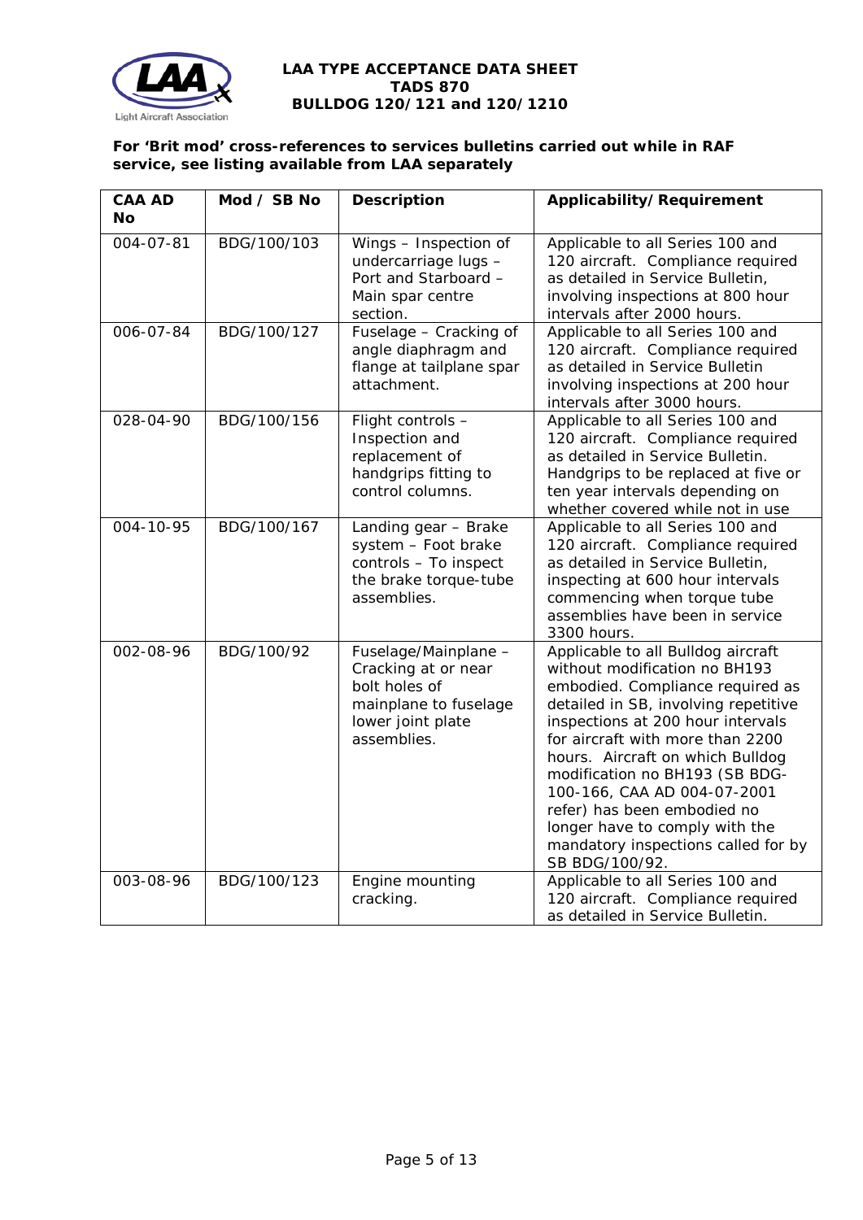**For 'Brit mod' cross-references to services bulletins carried out while in RAF service, see listing available from LAA separately**

| CAA AD No | Mod / SB No | Description | Applicability/Requirement |
|---|---|---|---|
| 004-07-81 | BDG/100/103 | Wings – Inspection of undercarriage lugs – Port and Starboard – Main spar centre section. | Applicable to all Series 100 and 120 aircraft. Compliance required as detailed in Service Bulletin, involving inspections at 800 hour intervals after 2000 hours. |
| 006-07-84 | BDG/100/127 | Fuselage – Cracking of angle diaphragm and flange at tailplane spar attachment. | Applicable to all Series 100 and 120 aircraft. Compliance required as detailed in Service Bulletin involving inspections at 200 hour intervals after 3000 hours. |
| 028-04-90 | BDG/100/156 | Flight controls – Inspection and replacement of handgrips fitting to control columns. | Applicable to all Series 100 and 120 aircraft. Compliance required as detailed in Service Bulletin. Handgrips to be replaced at five or ten year intervals depending on whether covered while not in use |
| 004-10-95 | BDG/100/167 | Landing gear – Brake system – Foot brake controls – To inspect the brake torque-tube assemblies. | Applicable to all Series 100 and 120 aircraft. Compliance required as detailed in Service Bulletin, inspecting at 600 hour intervals commencing when torque tube assemblies have been in service 3300 hours. |
| 002-08-96 | BDG/100/92 | Fuselage/Mainplane – Cracking at or near bolt holes of mainplane to fuselage lower joint plate assemblies. | Applicable to all Bulldog aircraft without modification no BH193 embodied. Compliance required as detailed in SB, involving repetitive inspections at 200 hour intervals for aircraft with more than 2200 hours. Aircraft on which Bulldog modification no BH193 (SB BDG-100-166, CAA AD 004-07-2001 refer) has been embodied no longer have to comply with the mandatory inspections called for by SB BDG/100/92. |
| 003-08-96 | BDG/100/123 | Engine mounting cracking. | Applicable to all Series 100 and 120 aircraft. Compliance required as detailed in Service Bulletin. |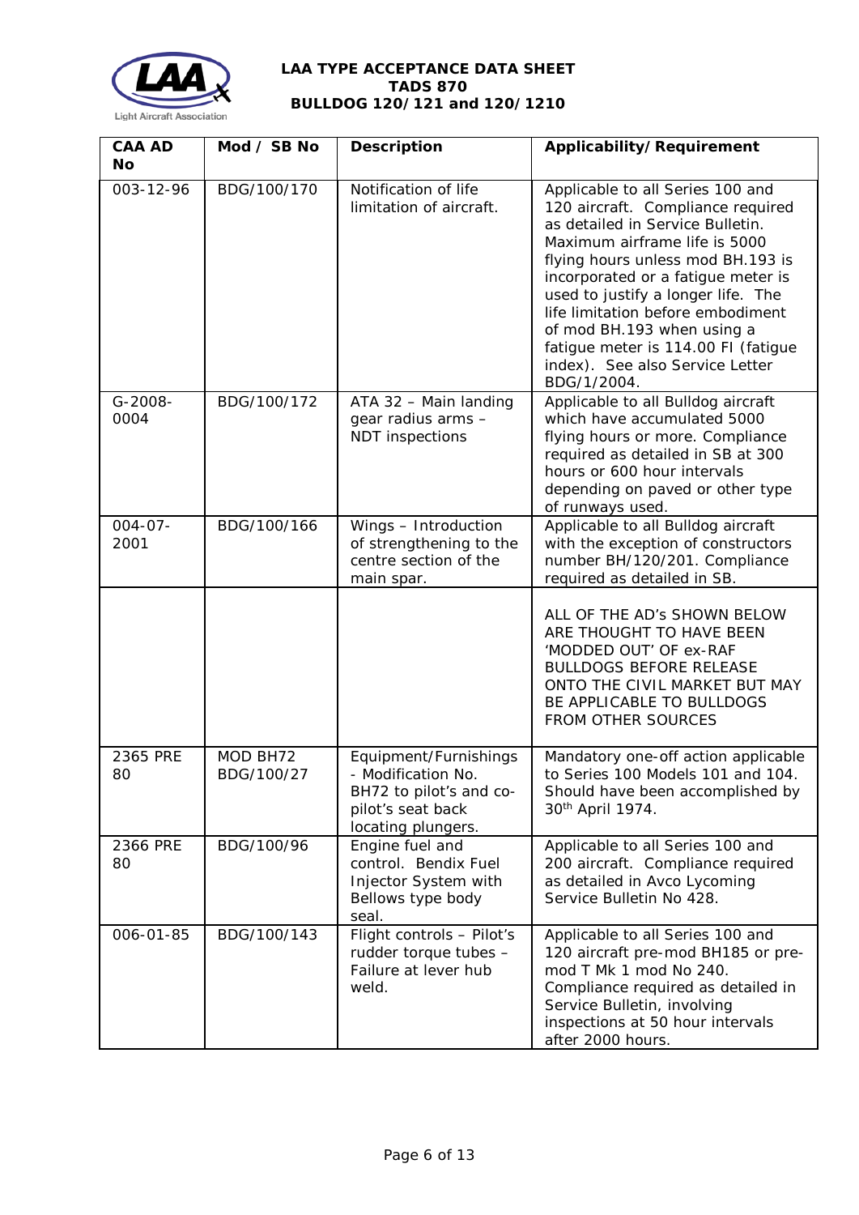| CAA AD No | Mod / SB No | Description | Applicability/Requirement |
|---|---|---|---|
| 003-12-96 | BDG/100/170 | Notification of life limitation of aircraft. | Applicable to all Series 100 and 120 aircraft. Compliance required as detailed in Service Bulletin. Maximum airframe life is 5000 flying hours unless mod BH.193 is incorporated or a fatigue meter is used to justify a longer life. The life limitation before embodiment of mod BH.193 when using a fatigue meter is 114.00 FI (fatigue index). See also Service Letter BDG/1/2004. |
| G-2008-0004 | BDG/100/172 | ATA 32 – Main landing gear radius arms – NDT inspections | Applicable to all Bulldog aircraft which have accumulated 5000 flying hours or more. Compliance required as detailed in SB at 300 hours or 600 hour intervals depending on paved or other type of runways used. |
| 004-07-2001 | BDG/100/166 | Wings – Introduction of strengthening to the centre section of the main spar. | Applicable to all Bulldog aircraft with the exception of constructors number BH/120/201. Compliance required as detailed in SB. |
| | | | ALL OF THE AD's SHOWN BELOW ARE THOUGHT TO HAVE BEEN 'MODDED OUT' OF ex-RAF BULLDOGS BEFORE RELEASE ONTO THE CIVIL MARKET BUT MAY BE APPLICABLE TO BULLDOGS FROM OTHER SOURCES |
| 2365 PRE 80 | MOD BH72 BDG/100/27 | Equipment/Furnishings - Modification No. BH72 to pilot's and co-pilot's seat back locating plungers. | Mandatory one-off action applicable to Series 100 Models 101 and 104. Should have been accomplished by 30th April 1974. |
| 2366 PRE 80 | BDG/100/96 | Engine fuel and control. Bendix Fuel Injector System with Bellows type body seal. | Applicable to all Series 100 and 200 aircraft. Compliance required as detailed in Avco Lycoming Service Bulletin No 428. |
| 006-01-85 | BDG/100/143 | Flight controls – Pilot's rudder torque tubes – Failure at lever hub weld. | Applicable to all Series 100 and 120 aircraft pre-mod BH185 or pre-mod T Mk 1 mod No 240. Compliance required as detailed in Service Bulletin, involving inspections at 50 hour intervals after 2000 hours. |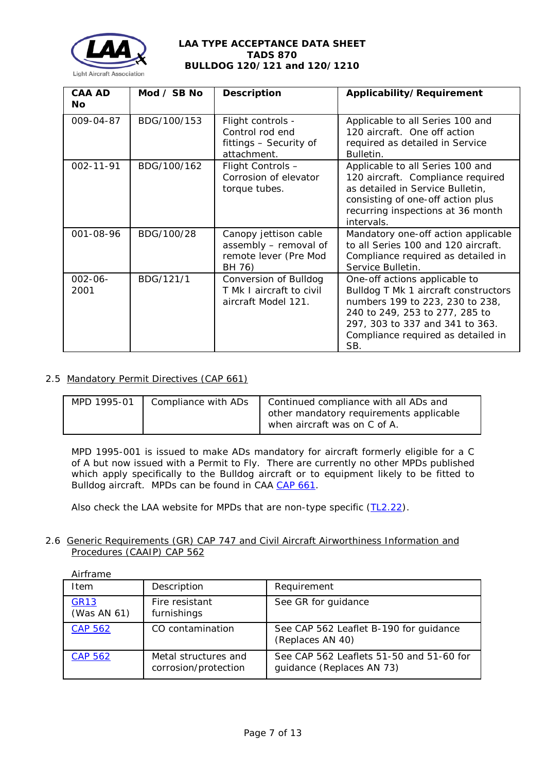| CAA AD No | Mod / SB No | Description | Applicability/Requirement |
|---|---|---|---|
| 009-04-87 | BDG/100/153 | Flight controls - Control rod end fittings – Security of attachment. | Applicable to all Series 100 and 120 aircraft. One off action required as detailed in Service Bulletin. |
| 002-11-91 | BDG/100/162 | Flight Controls – Corrosion of elevator torque tubes. | Applicable to all Series 100 and 120 aircraft. Compliance required as detailed in Service Bulletin, consisting of one-off action plus recurring inspections at 36 month intervals. |
| 001-08-96 | BDG/100/28 | Canopy jettison cable assembly – removal of remote lever (Pre Mod BH 76) | Mandatory one-off action applicable to all Series 100 and 120 aircraft. Compliance required as detailed in Service Bulletin. |
| 002-06-2001 | BDG/121/1 | Conversion of Bulldog T Mk I aircraft to civil aircraft Model 121. | One-off actions applicable to Bulldog T Mk 1 aircraft constructors numbers 199 to 223, 230 to 238, 240 to 249, 253 to 277, 285 to 297, 303 to 337 and 341 to 363. Compliance required as detailed in SB. |

2.5 Mandatory Permit Directives (CAP 661)

| MPD 1995-01 | Compliance with ADs | Continued compliance with all ADs and other mandatory requirements applicable when aircraft was on C of A. |
|---|---|---|

MPD 1995-001 is issued to make ADs mandatory for aircraft formerly eligible for a C of A but now issued with a Permit to Fly. There are currently no other MPDs published which apply specifically to the Bulldog aircraft or to equipment likely to be fitted to Bulldog aircraft. MPDs can be found in CAA CAP 661.

Also check the LAA website for MPDs that are non-type specific (TL2.22).

2.6 Generic Requirements (GR) CAP 747 and Civil Aircraft Airworthiness Information and Procedures (CAAIP) CAP 562

Airframe

| Item | Description | Requirement |
|---|---|---|
| GR13 (Was AN 61) | Fire resistant furnishings | See GR for guidance |
| CAP 562 | CO contamination | See CAP 562 Leaflet B-190 for guidance (Replaces AN 40) |
| CAP 562 | Metal structures and corrosion/protection | See CAP 562 Leaflets 51-50 and 51-60 for guidance (Replaces AN 73) |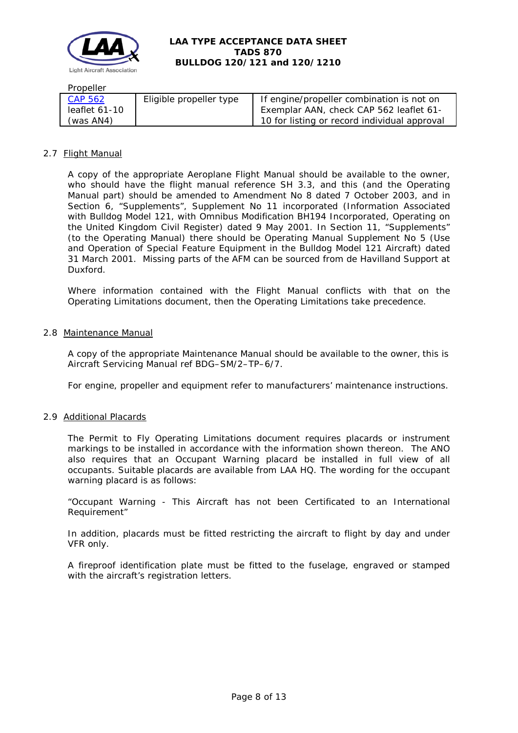Propeller

| CAP 562 leaflet 61-10 (was AN4) | Eligible propeller type | If engine/propeller combination is not on Exemplar AAN, check CAP 562 leaflet 61-10 for listing or record individual approval |
|---|---|---|

### 2.7 Flight Manual

A copy of the appropriate Aeroplane Flight Manual should be available to the owner, who should have the flight manual reference SH 3.3, and this (and the Operating Manual part) should be amended to Amendment No 8 dated 7 October 2003, and in Section 6, "Supplements", Supplement No 11 incorporated (Information Associated with Bulldog Model 121, with Omnibus Modification BH194 Incorporated, Operating on the United Kingdom Civil Register) dated 9 May 2001. In Section 11, "Supplements" (to the Operating Manual) there should be Operating Manual Supplement No 5 (Use and Operation of Special Feature Equipment in the Bulldog Model 121 Aircraft) dated 31 March 2001. Missing parts of the AFM can be sourced from de Havilland Support at Duxford.

Where information contained with the Flight Manual conflicts with that on the Operating Limitations document, then the Operating Limitations take precedence.

### 2.8 Maintenance Manual

A copy of the appropriate Maintenance Manual should be available to the owner, this is Aircraft Servicing Manual ref BDG–SM/2–TP–6/7.

For engine, propeller and equipment refer to manufacturers' maintenance instructions.

### 2.9 Additional Placards

The Permit to Fly Operating Limitations document requires placards or instrument markings to be installed in accordance with the information shown thereon. The ANO also requires that an Occupant Warning placard be installed in full view of all occupants. Suitable placards are available from LAA HQ. The wording for the occupant warning placard is as follows:

"Occupant Warning - This Aircraft has not been Certificated to an International Requirement"

In addition, placards must be fitted restricting the aircraft to flight by day and under VFR only.

A fireproof identification plate must be fitted to the fuselage, engraved or stamped with the aircraft's registration letters.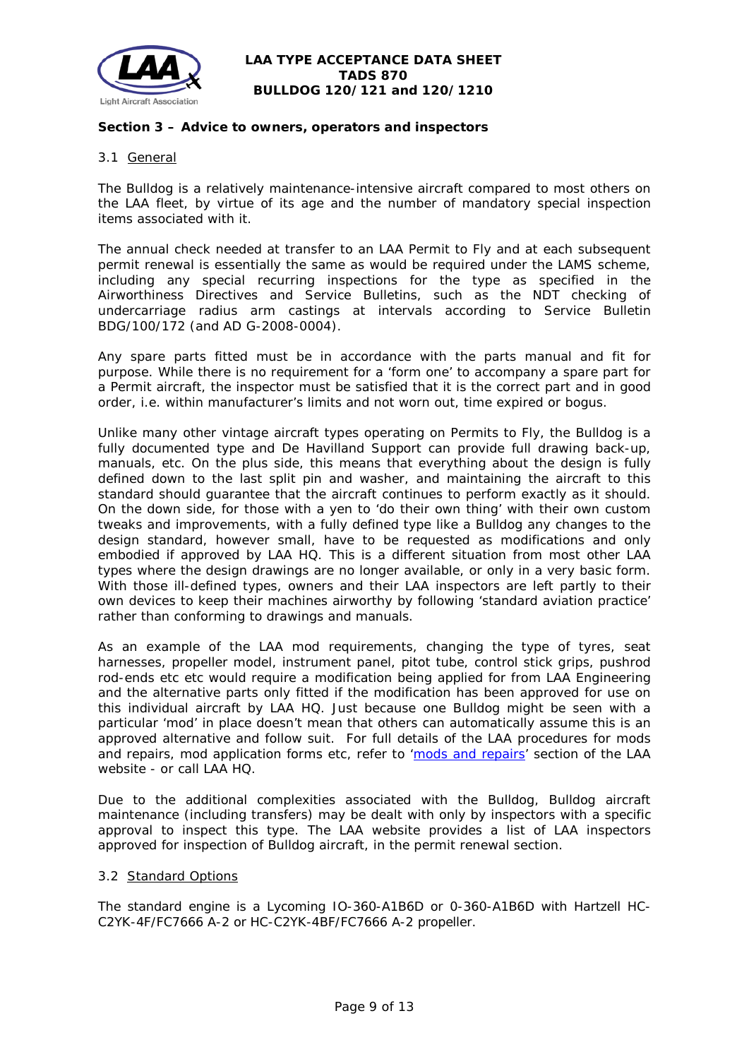## Section 3 – Advice to owners, operators and inspectors

### 3.1 General

The Bulldog is a relatively maintenance-intensive aircraft compared to most others on the LAA fleet, by virtue of its age and the number of mandatory special inspection items associated with it.

The annual check needed at transfer to an LAA Permit to Fly and at each subsequent permit renewal is essentially the same as would be required under the LAMS scheme, including any special recurring inspections for the type as specified in the Airworthiness Directives and Service Bulletins, such as the NDT checking of undercarriage radius arm castings at intervals according to Service Bulletin BDG/100/172 (and AD G-2008-0004).

Any spare parts fitted must be in accordance with the parts manual and fit for purpose. While there is no requirement for a 'form one' to accompany a spare part for a Permit aircraft, the inspector must be satisfied that it is the correct part and in good order, i.e. within manufacturer's limits and not worn out, time expired or bogus.

Unlike many other vintage aircraft types operating on Permits to Fly, the Bulldog is a fully documented type and De Havilland Support can provide full drawing back-up, manuals, etc. On the plus side, this means that everything about the design is fully defined down to the last split pin and washer, and maintaining the aircraft to this standard should guarantee that the aircraft continues to perform exactly as it should. On the down side, for those with a yen to 'do their own thing' with their own custom tweaks and improvements, with a fully defined type like a Bulldog any changes to the design standard, however small, have to be requested as modifications and only embodied if approved by LAA HQ. This is a different situation from most other LAA types where the design drawings are no longer available, or only in a very basic form. With those ill-defined types, owners and their LAA inspectors are left partly to their own devices to keep their machines airworthy by following 'standard aviation practice' rather than conforming to drawings and manuals.

As an example of the LAA mod requirements, changing the type of tyres, seat harnesses, propeller model, instrument panel, pitot tube, control stick grips, pushrod rod-ends etc etc would require a modification being applied for from LAA Engineering and the alternative parts only fitted if the modification has been approved for use on this individual aircraft by LAA HQ. Just because one Bulldog might be seen with a particular 'mod' in place doesn't mean that others can automatically assume this is an approved alternative and follow suit. For full details of the LAA procedures for mods and repairs, mod application forms etc, refer to 'mods and repairs' section of the LAA website - or call LAA HQ.

Due to the additional complexities associated with the Bulldog, Bulldog aircraft maintenance (including transfers) may be dealt with only by inspectors with a specific approval to inspect this type. The LAA website provides a list of LAA inspectors approved for inspection of Bulldog aircraft, in the permit renewal section.

### 3.2 Standard Options

The standard engine is a Lycoming IO-360-A1B6D or 0-360-A1B6D with Hartzell HC-C2YK-4F/FC7666 A-2 or HC-C2YK-4BF/FC7666 A-2 propeller.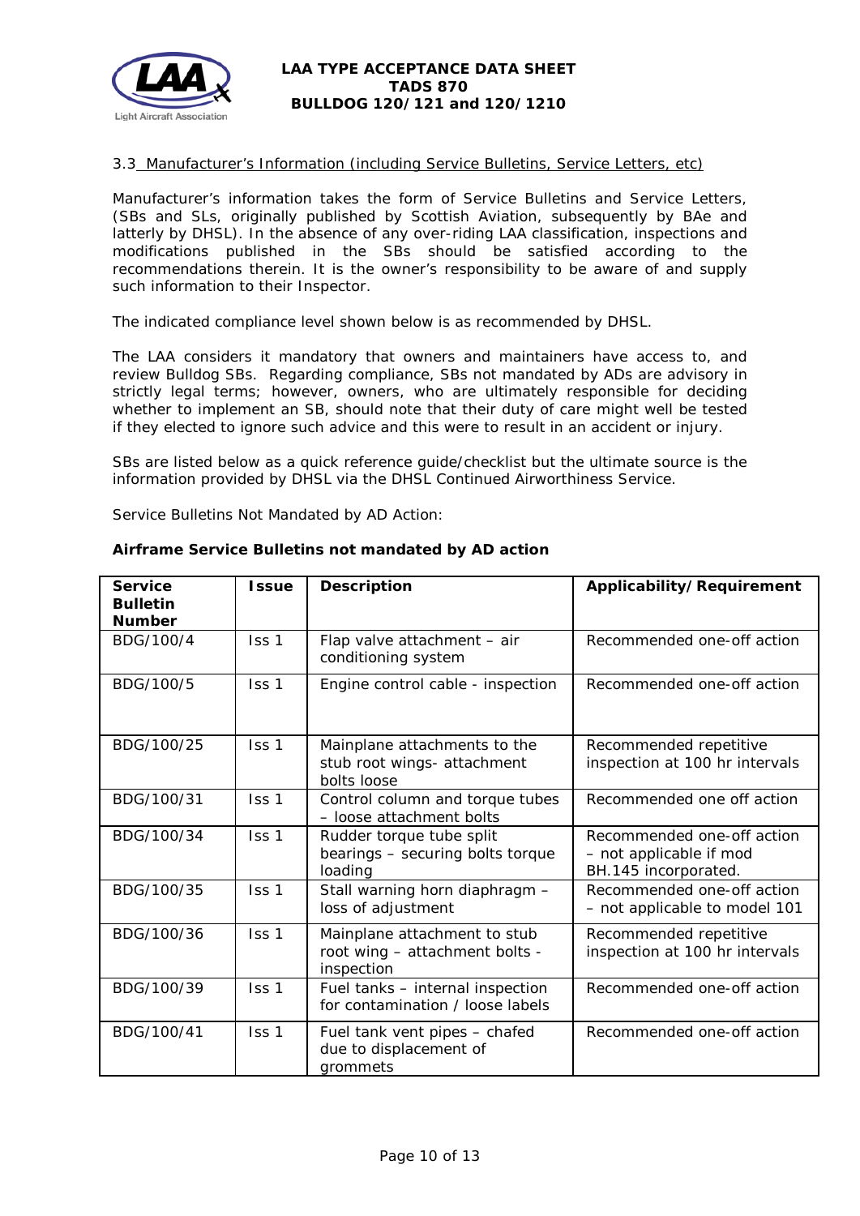### 3.3 Manufacturer's Information (including Service Bulletins, Service Letters, etc)

Manufacturer's information takes the form of Service Bulletins and Service Letters, (SBs and SLs, originally published by Scottish Aviation, subsequently by BAe and latterly by DHSL). In the absence of any over-riding LAA classification, inspections and modifications published in the SBs should be satisfied according to the recommendations therein. It is the owner's responsibility to be aware of and supply such information to their Inspector.

The indicated compliance level shown below is as recommended by DHSL.

The LAA considers it mandatory that owners and maintainers have access to, and review Bulldog SBs. Regarding compliance, SBs not mandated by ADs are advisory in strictly legal terms; however, owners, who are ultimately responsible for deciding whether to implement an SB, should note that their duty of care might well be tested if they elected to ignore such advice and this were to result in an accident or injury.

SBs are listed below as a quick reference guide/checklist but the ultimate source is the information provided by DHSL via the DHSL Continued Airworthiness Service.

Service Bulletins Not Mandated by AD Action:

**Airframe Service Bulletins not mandated by AD action**

| Service Bulletin Number | Issue | Description | Applicability/Requirement |
|---|---|---|---|
| BDG/100/4 | Iss 1 | Flap valve attachment – air conditioning system | Recommended one-off action |
| BDG/100/5 | Iss 1 | Engine control cable - inspection | Recommended one-off action |
| BDG/100/25 | Iss 1 | Mainplane attachments to the stub root wings- attachment bolts loose | Recommended repetitive inspection at 100 hr intervals |
| BDG/100/31 | Iss 1 | Control column and torque tubes – loose attachment bolts | Recommended one off action |
| BDG/100/34 | Iss 1 | Rudder torque tube split bearings – securing bolts torque loading | Recommended one-off action – not applicable if mod BH.145 incorporated. |
| BDG/100/35 | Iss 1 | Stall warning horn diaphragm – loss of adjustment | Recommended one-off action – not applicable to model 101 |
| BDG/100/36 | Iss 1 | Mainplane attachment to stub root wing – attachment bolts - inspection | Recommended repetitive inspection at 100 hr intervals |
| BDG/100/39 | Iss 1 | Fuel tanks – internal inspection for contamination / loose labels | Recommended one-off action |
| BDG/100/41 | Iss 1 | Fuel tank vent pipes – chafed due to displacement of grommets | Recommended one-off action |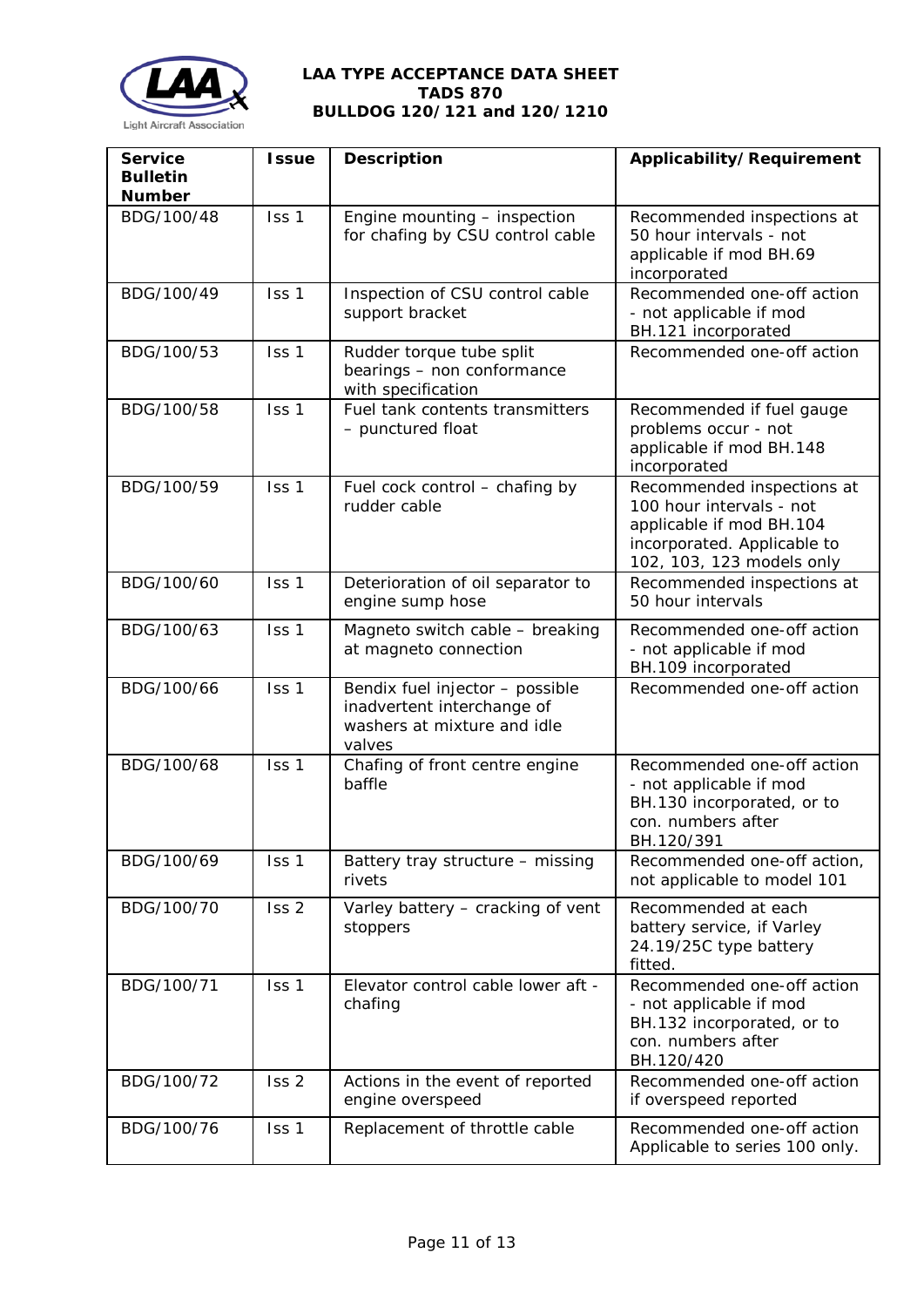| Service Bulletin Number | Issue | Description | Applicability/Requirement |
|---|---|---|---|
| BDG/100/48 | Iss 1 | Engine mounting – inspection for chafing by CSU control cable | Recommended inspections at 50 hour intervals - not applicable if mod BH.69 incorporated |
| BDG/100/49 | Iss 1 | Inspection of CSU control cable support bracket | Recommended one-off action - not applicable if mod BH.121 incorporated |
| BDG/100/53 | Iss 1 | Rudder torque tube split bearings – non conformance with specification | Recommended one-off action |
| BDG/100/58 | Iss 1 | Fuel tank contents transmitters – punctured float | Recommended if fuel gauge problems occur - not applicable if mod BH.148 incorporated |
| BDG/100/59 | Iss 1 | Fuel cock control – chafing by rudder cable | Recommended inspections at 100 hour intervals - not applicable if mod BH.104 incorporated. Applicable to 102, 103, 123 models only |
| BDG/100/60 | Iss 1 | Deterioration of oil separator to engine sump hose | Recommended inspections at 50 hour intervals |
| BDG/100/63 | Iss 1 | Magneto switch cable – breaking at magneto connection | Recommended one-off action - not applicable if mod BH.109 incorporated |
| BDG/100/66 | Iss 1 | Bendix fuel injector – possible inadvertent interchange of washers at mixture and idle valves | Recommended one-off action |
| BDG/100/68 | Iss 1 | Chafing of front centre engine baffle | Recommended one-off action - not applicable if mod BH.130 incorporated, or to con. numbers after BH.120/391 |
| BDG/100/69 | Iss 1 | Battery tray structure – missing rivets | Recommended one-off action, not applicable to model 101 |
| BDG/100/70 | Iss 2 | Varley battery – cracking of vent stoppers | Recommended at each battery service, if Varley 24.19/25C type battery fitted. |
| BDG/100/71 | Iss 1 | Elevator control cable lower aft - chafing | Recommended one-off action - not applicable if mod BH.132 incorporated, or to con. numbers after BH.120/420 |
| BDG/100/72 | Iss 2 | Actions in the event of reported engine overspeed | Recommended one-off action if overspeed reported |
| BDG/100/76 | Iss 1 | Replacement of throttle cable | Recommended one-off action Applicable to series 100 only. |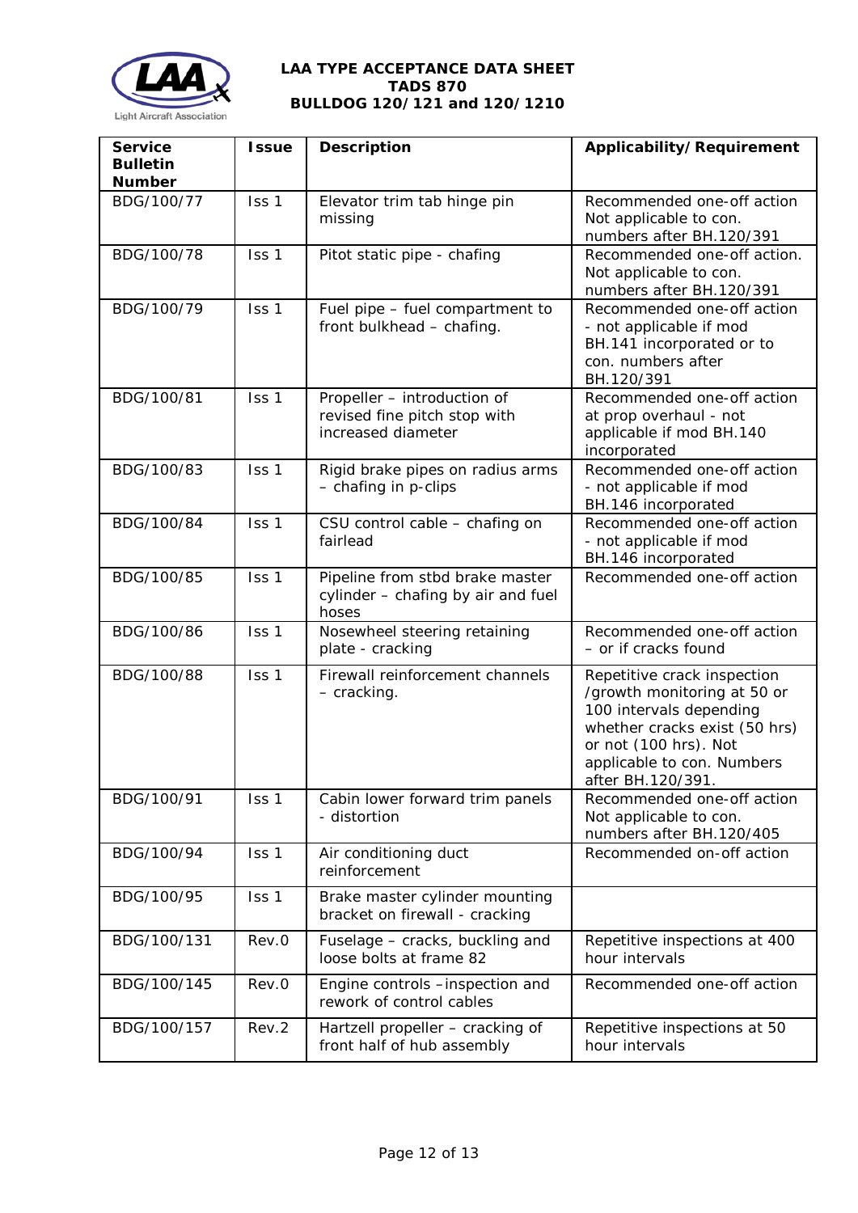| Service Bulletin Number | Issue | Description | Applicability/Requirement |
|---|---|---|---|
| BDG/100/77 | Iss 1 | Elevator trim tab hinge pin missing | Recommended one-off action Not applicable to con. numbers after BH.120/391 |
| BDG/100/78 | Iss 1 | Pitot static pipe - chafing | Recommended one-off action. Not applicable to con. numbers after BH.120/391 |
| BDG/100/79 | Iss 1 | Fuel pipe – fuel compartment to front bulkhead – chafing. | Recommended one-off action - not applicable if mod BH.141 incorporated or to con. numbers after BH.120/391 |
| BDG/100/81 | Iss 1 | Propeller – introduction of revised fine pitch stop with increased diameter | Recommended one-off action at prop overhaul - not applicable if mod BH.140 incorporated |
| BDG/100/83 | Iss 1 | Rigid brake pipes on radius arms – chafing in p-clips | Recommended one-off action - not applicable if mod BH.146 incorporated |
| BDG/100/84 | Iss 1 | CSU control cable – chafing on fairlead | Recommended one-off action - not applicable if mod BH.146 incorporated |
| BDG/100/85 | Iss 1 | Pipeline from stbd brake master cylinder – chafing by air and fuel hoses | Recommended one-off action |
| BDG/100/86 | Iss 1 | Nosewheel steering retaining plate - cracking | Recommended one-off action – or if cracks found |
| BDG/100/88 | Iss 1 | Firewall reinforcement channels – cracking. | Repetitive crack inspection /growth monitoring at 50 or 100 intervals depending whether cracks exist (50 hrs) or not (100 hrs). Not applicable to con. Numbers after BH.120/391. |
| BDG/100/91 | Iss 1 | Cabin lower forward trim panels - distortion | Recommended one-off action Not applicable to con. numbers after BH.120/405 |
| BDG/100/94 | Iss 1 | Air conditioning duct reinforcement | Recommended on-off action |
| BDG/100/95 | Iss 1 | Brake master cylinder mounting bracket on firewall - cracking | |
| BDG/100/131 | Rev.0 | Fuselage – cracks, buckling and loose bolts at frame 82 | Repetitive inspections at 400 hour intervals |
| BDG/100/145 | Rev.0 | Engine controls –inspection and rework of control cables | Recommended one-off action |
| BDG/100/157 | Rev.2 | Hartzell propeller – cracking of front half of hub assembly | Repetitive inspections at 50 hour intervals |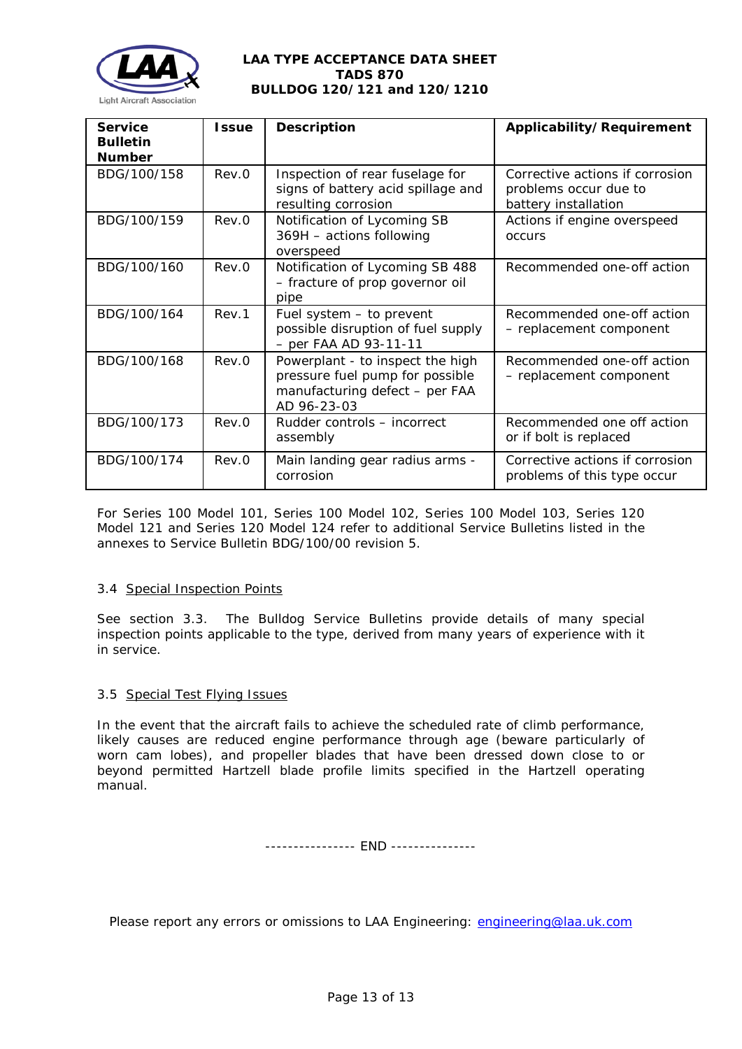| Service Bulletin Number | Issue | Description | Applicability/Requirement |
|---|---|---|---|
| BDG/100/158 | Rev.0 | Inspection of rear fuselage for signs of battery acid spillage and resulting corrosion | Corrective actions if corrosion problems occur due to battery installation |
| BDG/100/159 | Rev.0 | Notification of Lycoming SB 369H – actions following overspeed | Actions if engine overspeed occurs |
| BDG/100/160 | Rev.0 | Notification of Lycoming SB 488 – fracture of prop governor oil pipe | Recommended one-off action |
| BDG/100/164 | Rev.1 | Fuel system – to prevent possible disruption of fuel supply – per FAA AD 93-11-11 | Recommended one-off action – replacement component |
| BDG/100/168 | Rev.0 | Powerplant - to inspect the high pressure fuel pump for possible manufacturing defect – per FAA AD 96-23-03 | Recommended one-off action – replacement component |
| BDG/100/173 | Rev.0 | Rudder controls – incorrect assembly | Recommended one off action or if bolt is replaced |
| BDG/100/174 | Rev.0 | Main landing gear radius arms - corrosion | Corrective actions if corrosion problems of this type occur |

For Series 100 Model 101, Series 100 Model 102, Series 100 Model 103, Series 120 Model 121 and Series 120 Model 124 refer to additional Service Bulletins listed in the annexes to Service Bulletin BDG/100/00 revision 5.

### 3.4 Special Inspection Points

See section 3.3. The Bulldog Service Bulletins provide details of many special inspection points applicable to the type, derived from many years of experience with it in service.

### 3.5 Special Test Flying Issues

In the event that the aircraft fails to achieve the scheduled rate of climb performance, likely causes are reduced engine performance through age (beware particularly of worn cam lobes), and propeller blades that have been dressed down close to or beyond permitted Hartzell blade profile limits specified in the Hartzell operating manual.

---------------- END ---------------

Please report any errors or omissions to LAA Engineering: engineering@laa.uk.com